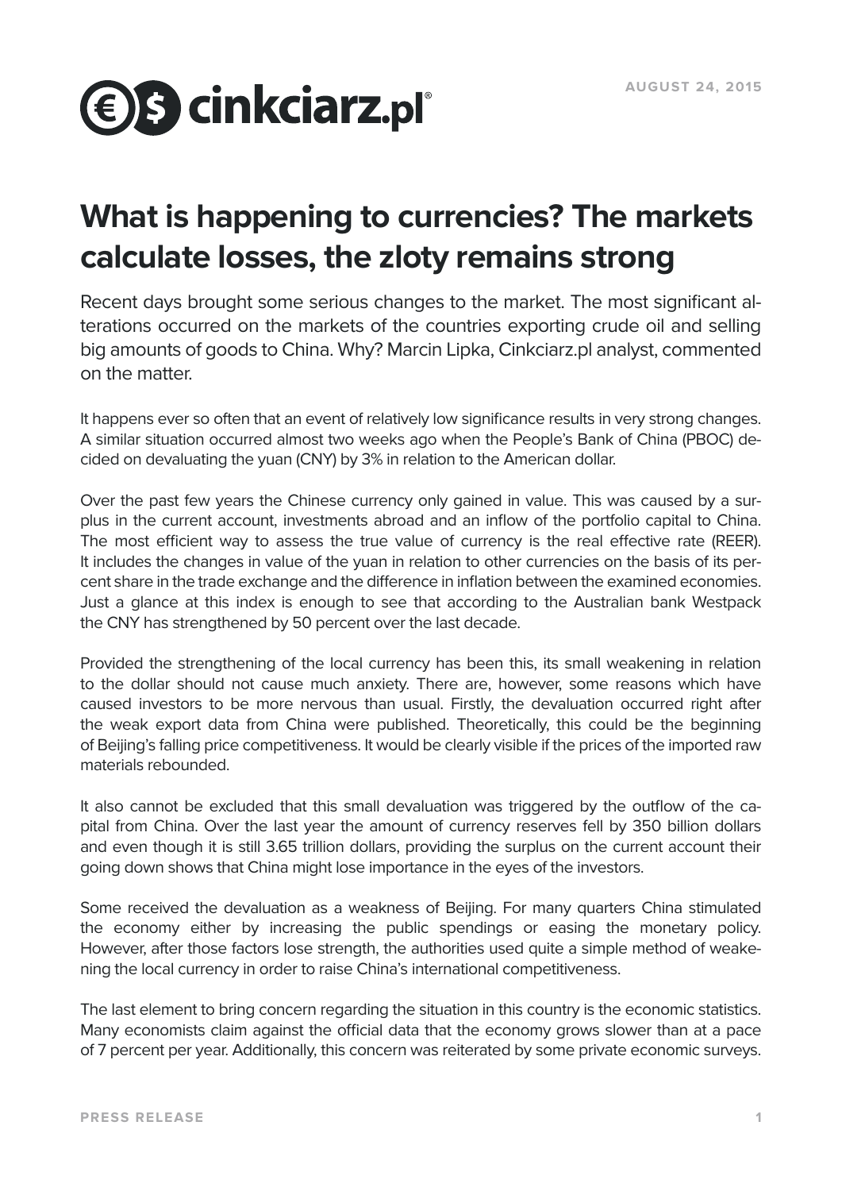cinkciarz.pl

AUGUST 24, 2015

# What is happening to currencies? The markets calculate losses, the zloty remains strong

Recent days brought some serious changes to the market. The most significant alterations occurred on the markets of the countries exporting crude oil and selling big amounts of goods to China. Why? Marcin Lipka, Cinkciarz.pl analyst, commented on the matter.

It happens ever so often that an event of relatively low significance results in very strong changes. A similar situation occurred almost two weeks ago when the People's Bank of China (PBOC) decided on devaluating the yuan (CNY) by 3% in relation to the American dollar.

Over the past few years the Chinese currency only gained in value. This was caused by a surplus in the current account, investments abroad and an inflow of the portfolio capital to China. The most efficient way to assess the true value of currency is the real effective rate (REER). It includes the changes in value of the yuan in relation to other currencies on the basis of its percent share in the trade exchange and the difference in inflation between the examined economies. Just a glance at this index is enough to see that according to the Australian bank Westpack the CNY has strengthened by 50 percent over the last decade.

Provided the strengthening of the local currency has been this, its small weakening in relation to the dollar should not cause much anxiety. There are, however, some reasons which have caused investors to be more nervous than usual. Firstly, the devaluation occurred right after the weak export data from China were published. Theoretically, this could be the beginning of Beijing's falling price competitiveness. It would be clearly visible if the prices of the imported raw materials rebounded.

It also cannot be excluded that this small devaluation was triggered by the outflow of the capital from China. Over the last year the amount of currency reserves fell by 350 billion dollars and even though it is still 3.65 trillion dollars, providing the surplus on the current account their going down shows that China might lose importance in the eyes of the investors.

Some received the devaluation as a weakness of Beijing. For many quarters China stimulated the economy either by increasing the public spendings or easing the monetary policy. However, after those factors lose strength, the authorities used quite a simple method of weakening the local currency in order to raise China's international competitiveness.

The last element to bring concern regarding the situation in this country is the economic statistics. Many economists claim against the official data that the economy grows slower than at a pace of 7 percent per year. Additionally, this concern was reiterated by some private economic surveys.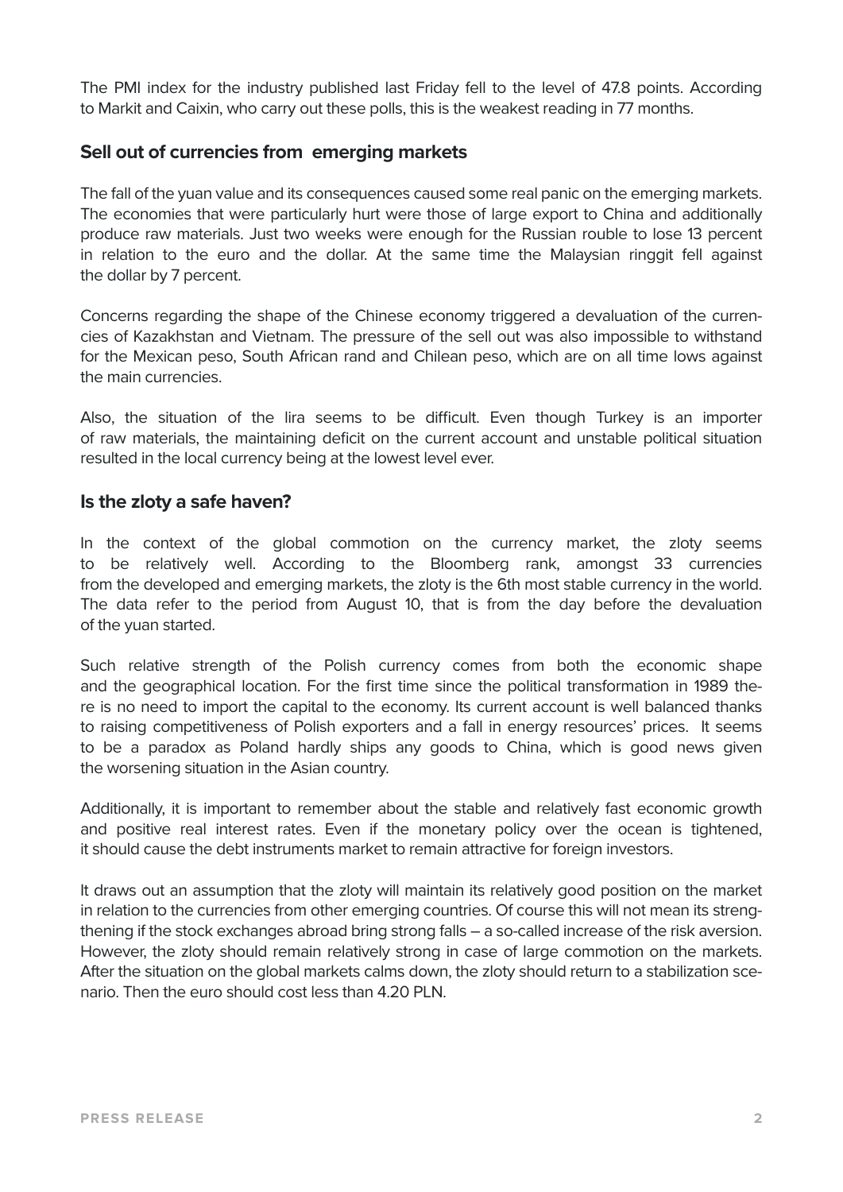The PMI index for the industry published last Friday fell to the level of 47.8 points. According to Markit and Caixin, who carry out these polls, this is the weakest reading in 77 months.

## Sell out of currencies from emerging markets

The fall of the yuan value and its consequences caused some real panic on the emerging markets. The economies that were particularly hurt were those of large export to China and additionally produce raw materials. Just two weeks were enough for the Russian rouble to lose 13 percent in relation to the euro and the dollar. At the same time the Malaysian ringgit fell against the dollar by 7 percent.

Concerns regarding the shape of the Chinese economy triggered a devaluation of the currencies of Kazakhstan and Vietnam. The pressure of the sell out was also impossible to withstand for the Mexican peso, South African rand and Chilean peso, which are on all time lows against the main currencies.

Also, the situation of the lira seems to be difficult. Even though Turkey is an importer of raw materials, the maintaining deficit on the current account and unstable political situation resulted in the local currency being at the lowest level ever.

## Is the zloty a safe haven?

In the context of the global commotion on the currency market, the zloty seems to be relatively well. According to the Bloomberg rank, amongst 33 currencies from the developed and emerging markets, the zloty is the 6th most stable currency in the world. The data refer to the period from August 10, that is from the day before the devaluation of the yuan started.

Such relative strength of the Polish currency comes from both the economic shape and the geographical location. For the first time since the political transformation in 1989 there is no need to import the capital to the economy. Its current account is well balanced thanks to raising competitiveness of Polish exporters and a fall in energy resources' prices. It seems to be a paradox as Poland hardly ships any goods to China, which is good news given the worsening situation in the Asian country.

Additionally, it is important to remember about the stable and relatively fast economic growth and positive real interest rates. Even if the monetary policy over the ocean is tightened, it should cause the debt instruments market to remain attractive for foreign investors.

It draws out an assumption that the zloty will maintain its relatively good position on the market in relation to the currencies from other emerging countries. Of course this will not mean its strengthening if the stock exchanges abroad bring strong falls – a so-called increase of the risk aversion. However, the zloty should remain relatively strong in case of large commotion on the markets. After the situation on the global markets calms down, the zloty should return to a stabilization scenario. Then the euro should cost less than 4.20 PLN.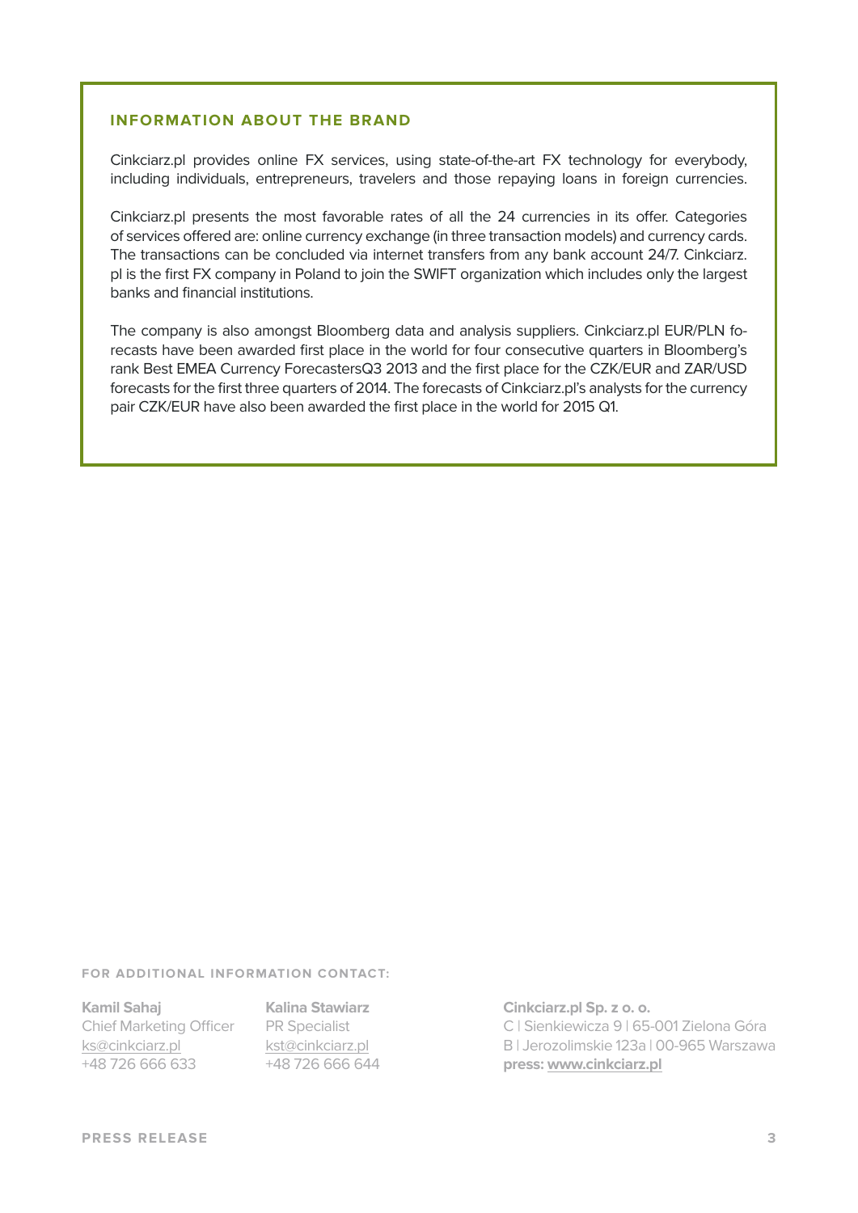## INFORMATION ABOUT THE BRAND

Cinkciarz.pl provides online FX services, using state-of-the-art FX technology for everybody, including individuals, entrepreneurs, travelers and those repaying loans in foreign currencies.

Cinkciarz.pl presents the most favorable rates of all the 24 currencies in its offer. Categories of services offered are: online currency exchange (in three transaction models) and currency cards. The transactions can be concluded via internet transfers from any bank account 24/7. Cinkciarz.pl is the first FX company in Poland to join the SWIFT organization which includes only the largest banks and financial institutions.

The company is also amongst Bloomberg data and analysis suppliers. Cinkciarz.pl EUR/PLN forecasts have been awarded first place in the world for four consecutive quarters in Bloomberg's rank Best EMEA Currency ForecastersQ3 2013 and the first place for the CZK/EUR and ZAR/USD forecasts for the first three quarters of 2014. The forecasts of Cinkciarz.pl's analysts for the currency pair CZK/EUR have also been awarded the first place in the world for 2015 Q1.

**FOR ADDITIONAL INFORMATION CONTACT:**

**Kamil Sahaj**
Chief Marketing Officer
ks@cinkciarz.pl
+48 726 666 633

**Kalina Stawiarz**
PR Specialist
kst@cinkciarz.pl
+48 726 666 644

**Cinkciarz.pl Sp. z o. o.**
C | Sienkiewicza 9 | 65-001 Zielona Góra
B | Jerozolimskie 123a | 00-965 Warszawa
**press: www.cinkciarz.pl**